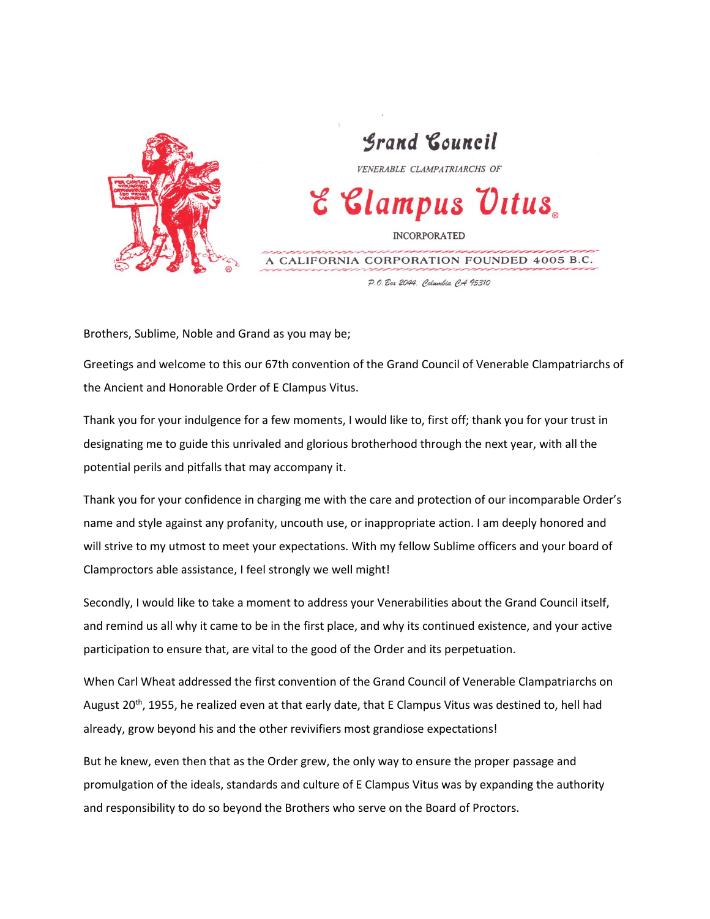# Grand Council

*VENERABLE CLAMPATRIARCHS OF*

## E Clampus Vitus®

INCORPORATED

A CALIFORNIA CORPORATION FOUNDED 4005 B.C.

*P.O. Box 2044. Columbia CA 95310*

Brothers, Sublime, Noble and Grand as you may be;

Greetings and welcome to this our 67th convention of the Grand Council of Venerable Clampatriarchs of the Ancient and Honorable Order of E Clampus Vitus.

Thank you for your indulgence for a few moments, I would like to, first off; thank you for your trust in designating me to guide this unrivaled and glorious brotherhood through the next year, with all the potential perils and pitfalls that may accompany it.

Thank you for your confidence in charging me with the care and protection of our incomparable Order's name and style against any profanity, uncouth use, or inappropriate action. I am deeply honored and will strive to my utmost to meet your expectations. With my fellow Sublime officers and your board of Clamproctors able assistance, I feel strongly we well might!

Secondly, I would like to take a moment to address your Venerabilities about the Grand Council itself, and remind us all why it came to be in the first place, and why its continued existence, and your active participation to ensure that, are vital to the good of the Order and its perpetuation.

When Carl Wheat addressed the first convention of the Grand Council of Venerable Clampatriarchs on August 20th, 1955, he realized even at that early date, that E Clampus Vitus was destined to, hell had already, grow beyond his and the other revivifiers most grandiose expectations!

But he knew, even then that as the Order grew, the only way to ensure the proper passage and promulgation of the ideals, standards and culture of E Clampus Vitus was by expanding the authority and responsibility to do so beyond the Brothers who serve on the Board of Proctors.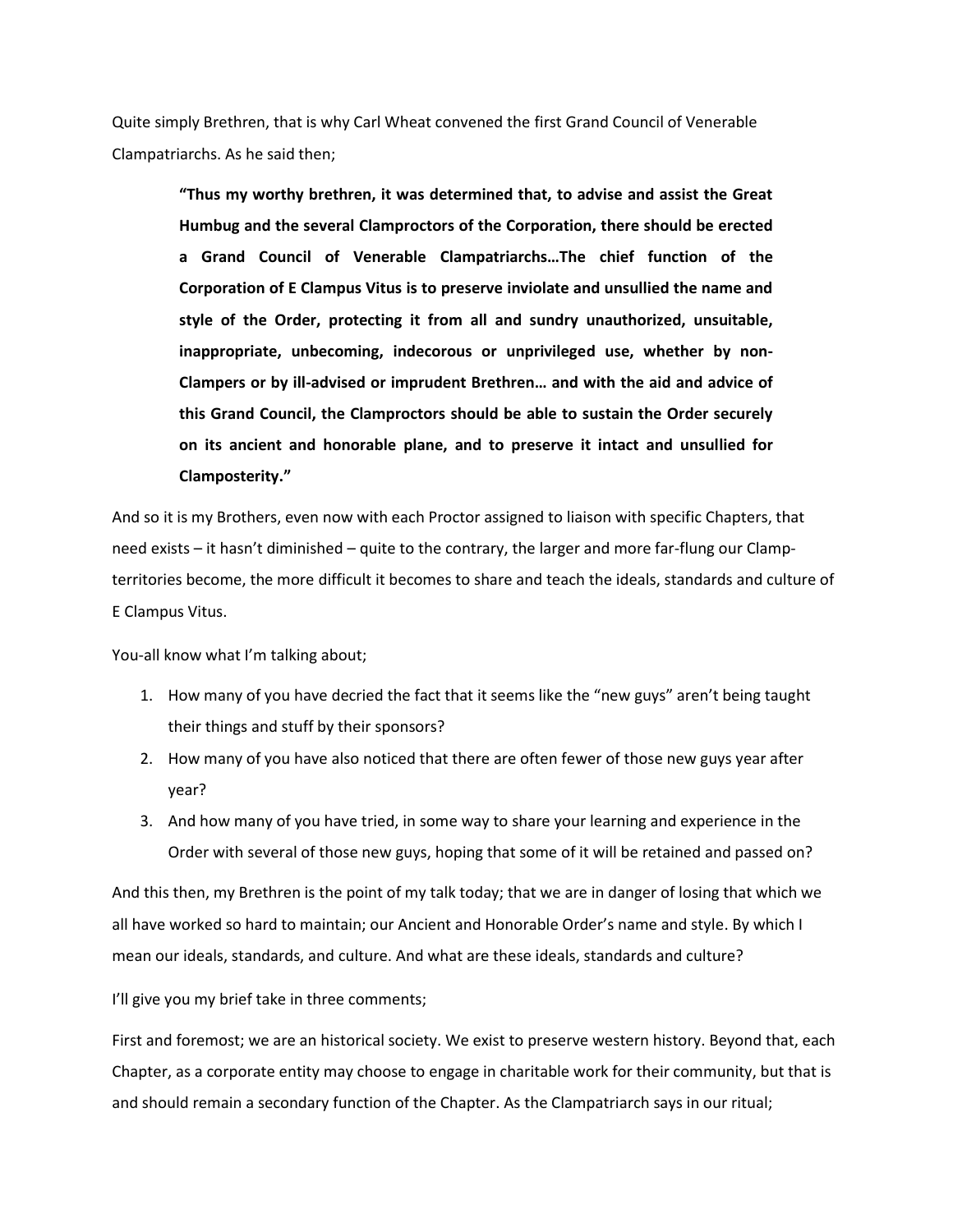Quite simply Brethren, that is why Carl Wheat convened the first Grand Council of Venerable Clampatriarchs. As he said then;

> **"Thus my worthy brethren, it was determined that, to advise and assist the Great Humbug and the several Clamproctors of the Corporation, there should be erected a Grand Council of Venerable Clampatriarchs…The chief function of the Corporation of E Clampus Vitus is to preserve inviolate and unsullied the name and style of the Order, protecting it from all and sundry unauthorized, unsuitable, inappropriate, unbecoming, indecorous or unprivileged use, whether by non-Clampers or by ill-advised or imprudent Brethren… and with the aid and advice of this Grand Council, the Clamproctors should be able to sustain the Order securely on its ancient and honorable plane, and to preserve it intact and unsullied for Clamposterity."**

And so it is my Brothers, even now with each Proctor assigned to liaison with specific Chapters, that need exists – it hasn't diminished – quite to the contrary, the larger and more far-flung our Clamp-territories become, the more difficult it becomes to share and teach the ideals, standards and culture of E Clampus Vitus.

You-all know what I'm talking about;

1. How many of you have decried the fact that it seems like the "new guys" aren't being taught their things and stuff by their sponsors?
2. How many of you have also noticed that there are often fewer of those new guys year after year?
3. And how many of you have tried, in some way to share your learning and experience in the Order with several of those new guys, hoping that some of it will be retained and passed on?

And this then, my Brethren is the point of my talk today; that we are in danger of losing that which we all have worked so hard to maintain; our Ancient and Honorable Order's name and style. By which I mean our ideals, standards, and culture. And what are these ideals, standards and culture?

I'll give you my brief take in three comments;

First and foremost; we are an historical society. We exist to preserve western history. Beyond that, each Chapter, as a corporate entity may choose to engage in charitable work for their community, but that is and should remain a secondary function of the Chapter. As the Clampatriarch says in our ritual;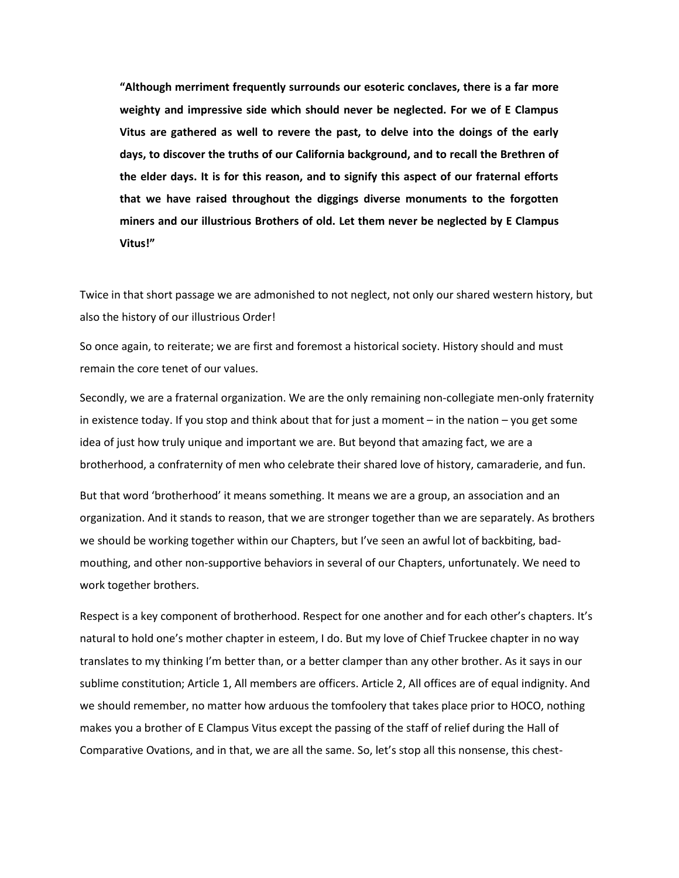> **"Although merriment frequently surrounds our esoteric conclaves, there is a far more weighty and impressive side which should never be neglected. For we of E Clampus Vitus are gathered as well to revere the past, to delve into the doings of the early days, to discover the truths of our California background, and to recall the Brethren of the elder days. It is for this reason, and to signify this aspect of our fraternal efforts that we have raised throughout the diggings diverse monuments to the forgotten miners and our illustrious Brothers of old. Let them never be neglected by E Clampus Vitus!"**

Twice in that short passage we are admonished to not neglect, not only our shared western history, but also the history of our illustrious Order!

So once again, to reiterate; we are first and foremost a historical society. History should and must remain the core tenet of our values.

Secondly, we are a fraternal organization. We are the only remaining non-collegiate men-only fraternity in existence today. If you stop and think about that for just a moment – in the nation – you get some idea of just how truly unique and important we are. But beyond that amazing fact, we are a brotherhood, a confraternity of men who celebrate their shared love of history, camaraderie, and fun.

But that word 'brotherhood' it means something. It means we are a group, an association and an organization. And it stands to reason, that we are stronger together than we are separately. As brothers we should be working together within our Chapters, but I've seen an awful lot of backbiting, bad-mouthing, and other non-supportive behaviors in several of our Chapters, unfortunately. We need to work together brothers.

Respect is a key component of brotherhood. Respect for one another and for each other's chapters. It's natural to hold one's mother chapter in esteem, I do. But my love of Chief Truckee chapter in no way translates to my thinking I'm better than, or a better clamper than any other brother. As it says in our sublime constitution; Article 1, All members are officers. Article 2, All offices are of equal indignity. And we should remember, no matter how arduous the tomfoolery that takes place prior to HOCO, nothing makes you a brother of E Clampus Vitus except the passing of the staff of relief during the Hall of Comparative Ovations, and in that, we are all the same. So, let's stop all this nonsense, this chest-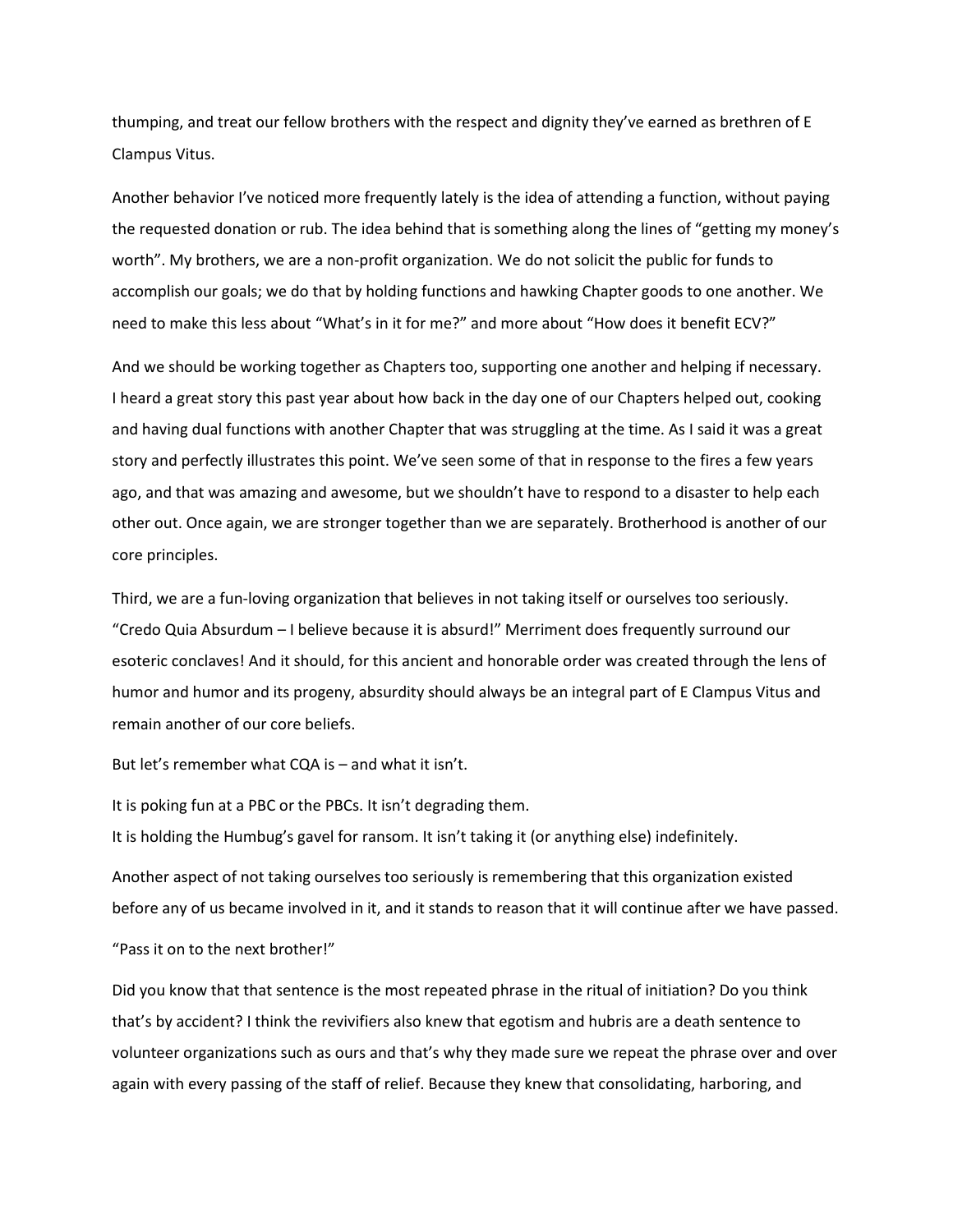thumping, and treat our fellow brothers with the respect and dignity they've earned as brethren of E Clampus Vitus.

Another behavior I've noticed more frequently lately is the idea of attending a function, without paying the requested donation or rub. The idea behind that is something along the lines of "getting my money's worth". My brothers, we are a non-profit organization. We do not solicit the public for funds to accomplish our goals; we do that by holding functions and hawking Chapter goods to one another. We need to make this less about "What's in it for me?" and more about "How does it benefit ECV?"

And we should be working together as Chapters too, supporting one another and helping if necessary. I heard a great story this past year about how back in the day one of our Chapters helped out, cooking and having dual functions with another Chapter that was struggling at the time. As I said it was a great story and perfectly illustrates this point. We've seen some of that in response to the fires a few years ago, and that was amazing and awesome, but we shouldn't have to respond to a disaster to help each other out. Once again, we are stronger together than we are separately. Brotherhood is another of our core principles.

Third, we are a fun-loving organization that believes in not taking itself or ourselves too seriously. "Credo Quia Absurdum – I believe because it is absurd!" Merriment does frequently surround our esoteric conclaves! And it should, for this ancient and honorable order was created through the lens of humor and humor and its progeny, absurdity should always be an integral part of E Clampus Vitus and remain another of our core beliefs.

But let's remember what CQA is – and what it isn't.

It is poking fun at a PBC or the PBCs. It isn't degrading them.
It is holding the Humbug's gavel for ransom. It isn't taking it (or anything else) indefinitely.

Another aspect of not taking ourselves too seriously is remembering that this organization existed before any of us became involved in it, and it stands to reason that it will continue after we have passed.

"Pass it on to the next brother!"

Did you know that that sentence is the most repeated phrase in the ritual of initiation? Do you think that's by accident? I think the revivifiers also knew that egotism and hubris are a death sentence to volunteer organizations such as ours and that's why they made sure we repeat the phrase over and over again with every passing of the staff of relief. Because they knew that consolidating, harboring, and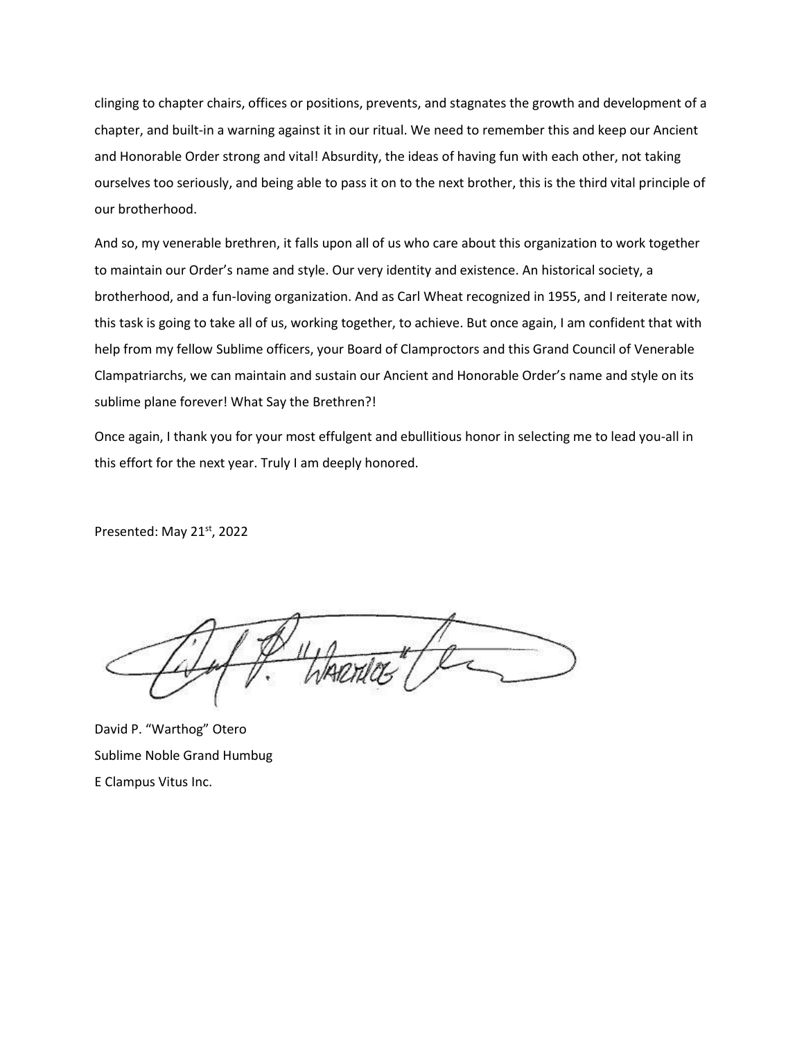clinging to chapter chairs, offices or positions, prevents, and stagnates the growth and development of a chapter, and built-in a warning against it in our ritual. We need to remember this and keep our Ancient and Honorable Order strong and vital! Absurdity, the ideas of having fun with each other, not taking ourselves too seriously, and being able to pass it on to the next brother, this is the third vital principle of our brotherhood.

And so, my venerable brethren, it falls upon all of us who care about this organization to work together to maintain our Order's name and style. Our very identity and existence. An historical society, a brotherhood, and a fun-loving organization. And as Carl Wheat recognized in 1955, and I reiterate now, this task is going to take all of us, working together, to achieve. But once again, I am confident that with help from my fellow Sublime officers, your Board of Clamproctors and this Grand Council of Venerable Clampatriarchs, we can maintain and sustain our Ancient and Honorable Order's name and style on its sublime plane forever! What Say the Brethren?!

Once again, I thank you for your most effulgent and ebullitious honor in selecting me to lead you-all in this effort for the next year. Truly I am deeply honored.

Presented: May 21st, 2022

David P. "Warthog" Otero
Sublime Noble Grand Humbug
E Clampus Vitus Inc.